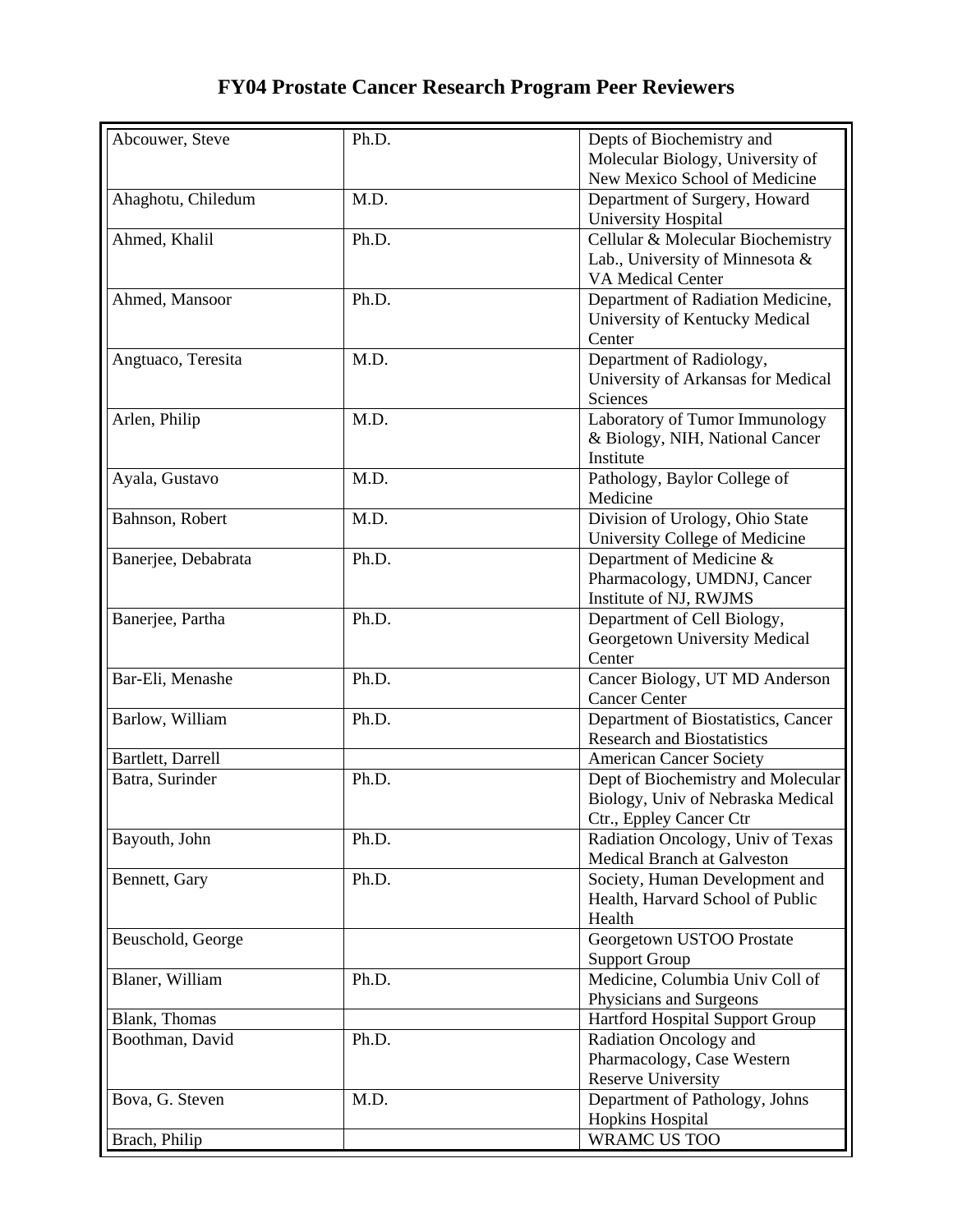# FY04 Prostate Cancer Research Program Peer Reviewers

| Name | Degree | Affiliation |
|---|---|---|
| Abcouwer, Steve | Ph.D. | Depts of Biochemistry and Molecular Biology, University of New Mexico School of Medicine |
| Ahaghotu, Chiledum | M.D. | Department of Surgery, Howard University Hospital |
| Ahmed, Khalil | Ph.D. | Cellular & Molecular Biochemistry Lab., University of Minnesota & VA Medical Center |
| Ahmed, Mansoor | Ph.D. | Department of Radiation Medicine, University of Kentucky Medical Center |
| Angtuaco, Teresita | M.D. | Department of Radiology, University of Arkansas for Medical Sciences |
| Arlen, Philip | M.D. | Laboratory of Tumor Immunology & Biology, NIH, National Cancer Institute |
| Ayala, Gustavo | M.D. | Pathology, Baylor College of Medicine |
| Bahnson, Robert | M.D. | Division of Urology, Ohio State University College of Medicine |
| Banerjee, Debabrata | Ph.D. | Department of Medicine & Pharmacology, UMDNJ, Cancer Institute of NJ, RWJMS |
| Banerjee, Partha | Ph.D. | Department of Cell Biology, Georgetown University Medical Center |
| Bar-Eli, Menashe | Ph.D. | Cancer Biology, UT MD Anderson Cancer Center |
| Barlow, William | Ph.D. | Department of Biostatistics, Cancer Research and Biostatistics |
| Bartlett, Darrell | | American Cancer Society |
| Batra, Surinder | Ph.D. | Dept of Biochemistry and Molecular Biology, Univ of Nebraska Medical Ctr., Eppley Cancer Ctr |
| Bayouth, John | Ph.D. | Radiation Oncology, Univ of Texas Medical Branch at Galveston |
| Bennett, Gary | Ph.D. | Society, Human Development and Health, Harvard School of Public Health |
| Beuschold, George | | Georgetown USTOO Prostate Support Group |
| Blaner, William | Ph.D. | Medicine, Columbia Univ Coll of Physicians and Surgeons |
| Blank, Thomas | | Hartford Hospital Support Group |
| Boothman, David | Ph.D. | Radiation Oncology and Pharmacology, Case Western Reserve University |
| Bova, G. Steven | M.D. | Department of Pathology, Johns Hopkins Hospital |
| Brach, Philip | | WRAMC US TOO |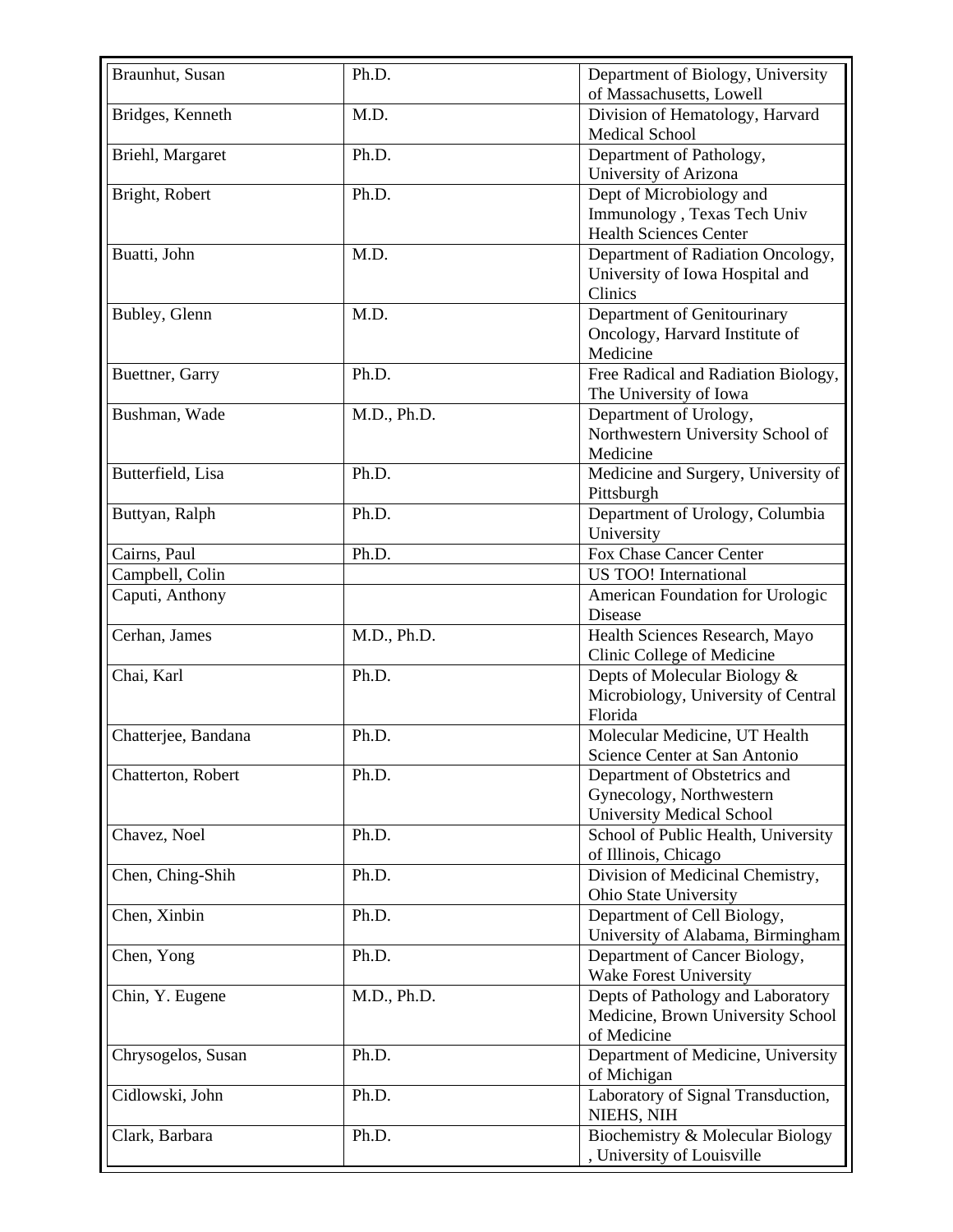| Braunhut, Susan | Ph.D. | Department of Biology, University of Massachusetts, Lowell |
|---|---|---|
| Bridges, Kenneth | M.D. | Division of Hematology, Harvard Medical School |
| Briehl, Margaret | Ph.D. | Department of Pathology, University of Arizona |
| Bright, Robert | Ph.D. | Dept of Microbiology and Immunology , Texas Tech Univ Health Sciences Center |
| Buatti, John | M.D. | Department of Radiation Oncology, University of Iowa Hospital and Clinics |
| Bubley, Glenn | M.D. | Department of Genitourinary Oncology, Harvard Institute of Medicine |
| Buettner, Garry | Ph.D. | Free Radical and Radiation Biology, The University of Iowa |
| Bushman, Wade | M.D., Ph.D. | Department of Urology, Northwestern University School of Medicine |
| Butterfield, Lisa | Ph.D. | Medicine and Surgery, University of Pittsburgh |
| Buttyan, Ralph | Ph.D. | Department of Urology, Columbia University |
| Cairns, Paul | Ph.D. | Fox Chase Cancer Center |
| Campbell, Colin | | US TOO! International |
| Caputi, Anthony | | American Foundation for Urologic Disease |
| Cerhan, James | M.D., Ph.D. | Health Sciences Research, Mayo Clinic College of Medicine |
| Chai, Karl | Ph.D. | Depts of Molecular Biology & Microbiology, University of Central Florida |
| Chatterjee, Bandana | Ph.D. | Molecular Medicine, UT Health Science Center at San Antonio |
| Chatterton, Robert | Ph.D. | Department of Obstetrics and Gynecology, Northwestern University Medical School |
| Chavez, Noel | Ph.D. | School of Public Health, University of Illinois, Chicago |
| Chen, Ching-Shih | Ph.D. | Division of Medicinal Chemistry, Ohio State University |
| Chen, Xinbin | Ph.D. | Department of Cell Biology, University of Alabama, Birmingham |
| Chen, Yong | Ph.D. | Department of Cancer Biology, Wake Forest University |
| Chin, Y. Eugene | M.D., Ph.D. | Depts of Pathology and Laboratory Medicine, Brown University School of Medicine |
| Chrysogelos, Susan | Ph.D. | Department of Medicine, University of Michigan |
| Cidlowski, John | Ph.D. | Laboratory of Signal Transduction, NIEHS, NIH |
| Clark, Barbara | Ph.D. | Biochemistry & Molecular Biology , University of Louisville |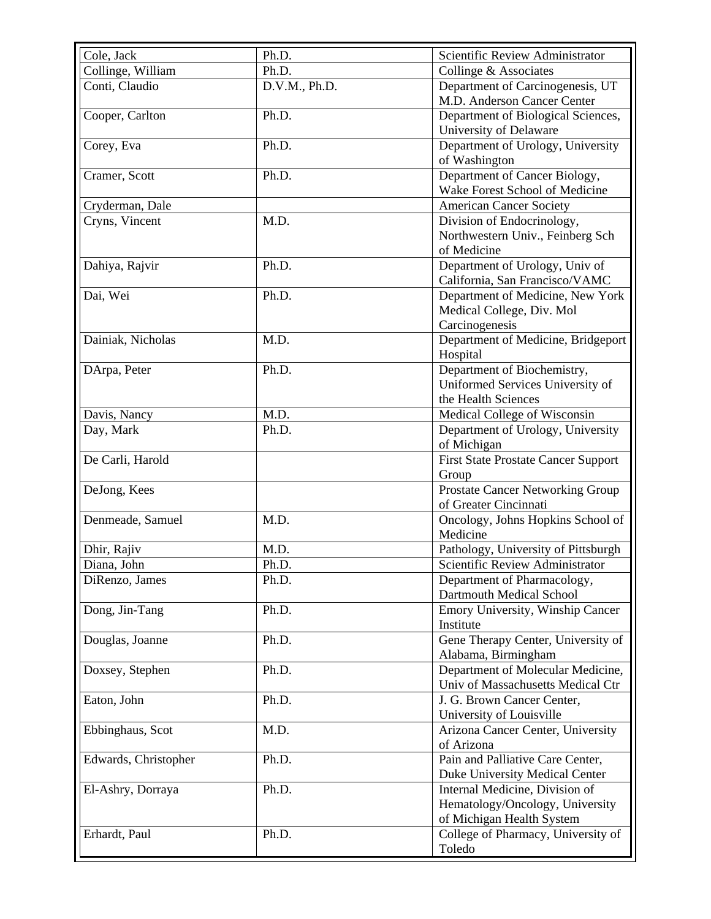| Cole, Jack | Ph.D. | Scientific Review Administrator |
|---|---|---|
| Collinge, William | Ph.D. | Collinge & Associates |
| Conti, Claudio | D.V.M., Ph.D. | Department of Carcinogenesis, UT M.D. Anderson Cancer Center |
| Cooper, Carlton | Ph.D. | Department of Biological Sciences, University of Delaware |
| Corey, Eva | Ph.D. | Department of Urology, University of Washington |
| Cramer, Scott | Ph.D. | Department of Cancer Biology, Wake Forest School of Medicine |
| Cryderman, Dale | | American Cancer Society |
| Cryns, Vincent | M.D. | Division of Endocrinology, Northwestern Univ., Feinberg Sch of Medicine |
| Dahiya, Rajvir | Ph.D. | Department of Urology, Univ of California, San Francisco/VAMC |
| Dai, Wei | Ph.D. | Department of Medicine, New York Medical College, Div. Mol Carcinogenesis |
| Dainiak, Nicholas | M.D. | Department of Medicine, Bridgeport Hospital |
| DArpa, Peter | Ph.D. | Department of Biochemistry, Uniformed Services University of the Health Sciences |
| Davis, Nancy | M.D. | Medical College of Wisconsin |
| Day, Mark | Ph.D. | Department of Urology, University of Michigan |
| De Carli, Harold | | First State Prostate Cancer Support Group |
| DeJong, Kees | | Prostate Cancer Networking Group of Greater Cincinnati |
| Denmeade, Samuel | M.D. | Oncology, Johns Hopkins School of Medicine |
| Dhir, Rajiv | M.D. | Pathology, University of Pittsburgh |
| Diana, John | Ph.D. | Scientific Review Administrator |
| DiRenzo, James | Ph.D. | Department of Pharmacology, Dartmouth Medical School |
| Dong, Jin-Tang | Ph.D. | Emory University, Winship Cancer Institute |
| Douglas, Joanne | Ph.D. | Gene Therapy Center, University of Alabama, Birmingham |
| Doxsey, Stephen | Ph.D. | Department of Molecular Medicine, Univ of Massachusetts Medical Ctr |
| Eaton, John | Ph.D. | J. G. Brown Cancer Center, University of Louisville |
| Ebbinghaus, Scot | M.D. | Arizona Cancer Center, University of Arizona |
| Edwards, Christopher | Ph.D. | Pain and Palliative Care Center, Duke University Medical Center |
| El-Ashry, Dorraya | Ph.D. | Internal Medicine, Division of Hematology/Oncology, University of Michigan Health System |
| Erhardt, Paul | Ph.D. | College of Pharmacy, University of Toledo |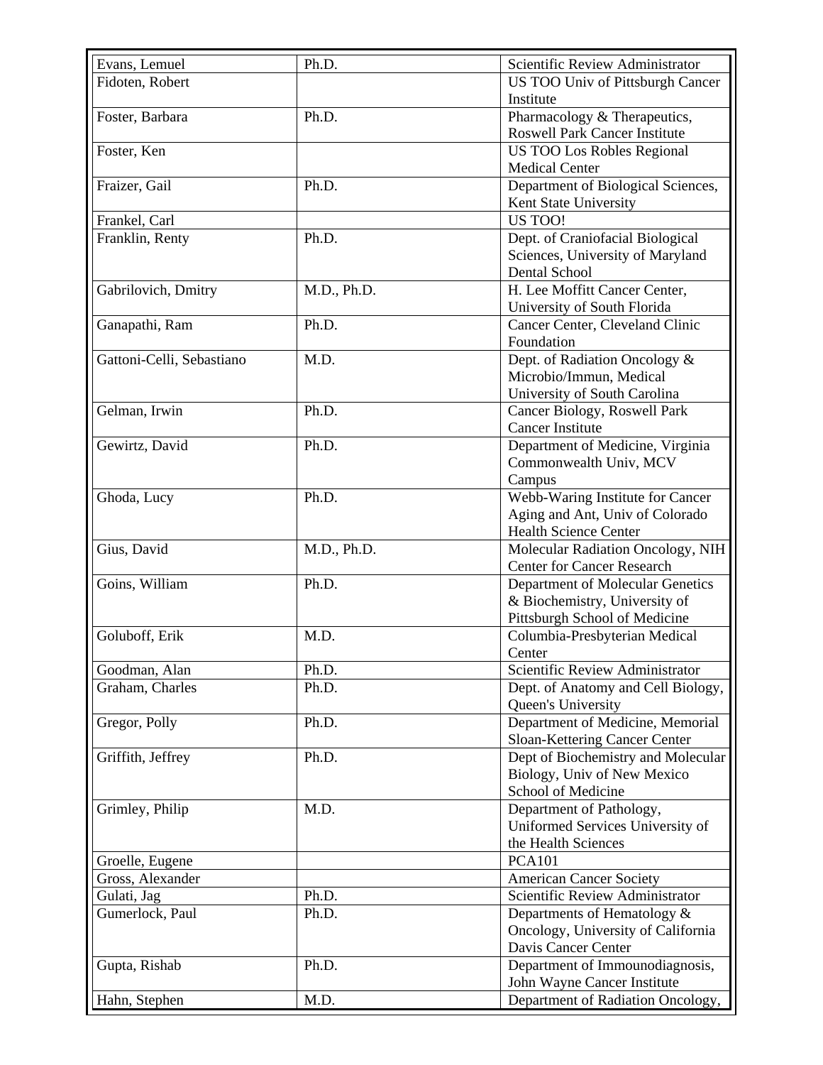| Name | Degree | Affiliation |
|---|---|---|
| Evans, Lemuel | Ph.D. | Scientific Review Administrator |
| Fidoten, Robert | | US TOO Univ of Pittsburgh Cancer Institute |
| Foster, Barbara | Ph.D. | Pharmacology & Therapeutics, Roswell Park Cancer Institute |
| Foster, Ken | | US TOO Los Robles Regional Medical Center |
| Fraizer, Gail | Ph.D. | Department of Biological Sciences, Kent State University |
| Frankel, Carl | | US TOO! |
| Franklin, Renty | Ph.D. | Dept. of Craniofacial Biological Sciences, University of Maryland Dental School |
| Gabrilovich, Dmitry | M.D., Ph.D. | H. Lee Moffitt Cancer Center, University of South Florida |
| Ganapathi, Ram | Ph.D. | Cancer Center, Cleveland Clinic Foundation |
| Gattoni-Celli, Sebastiano | M.D. | Dept. of Radiation Oncology & Microbio/Immun, Medical University of South Carolina |
| Gelman, Irwin | Ph.D. | Cancer Biology, Roswell Park Cancer Institute |
| Gewirtz, David | Ph.D. | Department of Medicine, Virginia Commonwealth Univ, MCV Campus |
| Ghoda, Lucy | Ph.D. | Webb-Waring Institute for Cancer Aging and Ant, Univ of Colorado Health Science Center |
| Gius, David | M.D., Ph.D. | Molecular Radiation Oncology, NIH Center for Cancer Research |
| Goins, William | Ph.D. | Department of Molecular Genetics & Biochemistry, University of Pittsburgh School of Medicine |
| Goluboff, Erik | M.D. | Columbia-Presbyterian Medical Center |
| Goodman, Alan | Ph.D. | Scientific Review Administrator |
| Graham, Charles | Ph.D. | Dept. of Anatomy and Cell Biology, Queen's University |
| Gregor, Polly | Ph.D. | Department of Medicine, Memorial Sloan-Kettering Cancer Center |
| Griffith, Jeffrey | Ph.D. | Dept of Biochemistry and Molecular Biology, Univ of New Mexico School of Medicine |
| Grimley, Philip | M.D. | Department of Pathology, Uniformed Services University of the Health Sciences |
| Groelle, Eugene | | PCA101 |
| Gross, Alexander | | American Cancer Society |
| Gulati, Jag | Ph.D. | Scientific Review Administrator |
| Gumerlock, Paul | Ph.D. | Departments of Hematology & Oncology, University of California Davis Cancer Center |
| Gupta, Rishab | Ph.D. | Department of Immounodiagnosis, John Wayne Cancer Institute |
| Hahn, Stephen | M.D. | Department of Radiation Oncology, |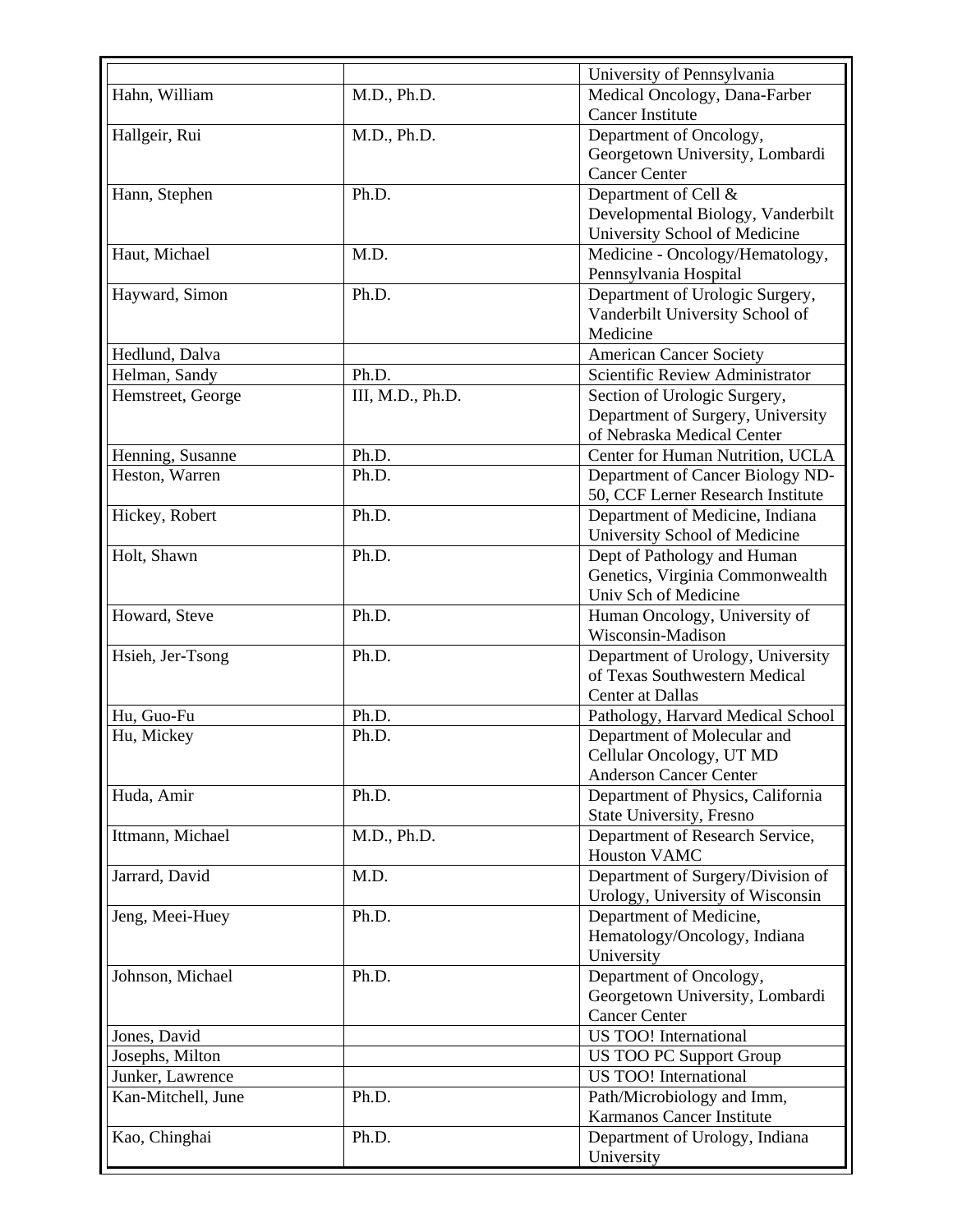| | | |
|---|---|---|
| | | University of Pennsylvania |
| Hahn, William | M.D., Ph.D. | Medical Oncology, Dana-Farber Cancer Institute |
| Hallgeir, Rui | M.D., Ph.D. | Department of Oncology, Georgetown University, Lombardi Cancer Center |
| Hann, Stephen | Ph.D. | Department of Cell & Developmental Biology, Vanderbilt University School of Medicine |
| Haut, Michael | M.D. | Medicine - Oncology/Hematology, Pennsylvania Hospital |
| Hayward, Simon | Ph.D. | Department of Urologic Surgery, Vanderbilt University School of Medicine |
| Hedlund, Dalva | | American Cancer Society |
| Helman, Sandy | Ph.D. | Scientific Review Administrator |
| Hemstreet, George | III, M.D., Ph.D. | Section of Urologic Surgery, Department of Surgery, University of Nebraska Medical Center |
| Henning, Susanne | Ph.D. | Center for Human Nutrition, UCLA |
| Heston, Warren | Ph.D. | Department of Cancer Biology ND-50, CCF Lerner Research Institute |
| Hickey, Robert | Ph.D. | Department of Medicine, Indiana University School of Medicine |
| Holt, Shawn | Ph.D. | Dept of Pathology and Human Genetics, Virginia Commonwealth Univ Sch of Medicine |
| Howard, Steve | Ph.D. | Human Oncology, University of Wisconsin-Madison |
| Hsieh, Jer-Tsong | Ph.D. | Department of Urology, University of Texas Southwestern Medical Center at Dallas |
| Hu, Guo-Fu | Ph.D. | Pathology, Harvard Medical School |
| Hu, Mickey | Ph.D. | Department of Molecular and Cellular Oncology, UT MD Anderson Cancer Center |
| Huda, Amir | Ph.D. | Department of Physics, California State University, Fresno |
| Ittmann, Michael | M.D., Ph.D. | Department of Research Service, Houston VAMC |
| Jarrard, David | M.D. | Department of Surgery/Division of Urology, University of Wisconsin |
| Jeng, Meei-Huey | Ph.D. | Department of Medicine, Hematology/Oncology, Indiana University |
| Johnson, Michael | Ph.D. | Department of Oncology, Georgetown University, Lombardi Cancer Center |
| Jones, David | | US TOO! International |
| Josephs, Milton | | US TOO PC Support Group |
| Junker, Lawrence | | US TOO! International |
| Kan-Mitchell, June | Ph.D. | Path/Microbiology and Imm, Karmanos Cancer Institute |
| Kao, Chinghai | Ph.D. | Department of Urology, Indiana University |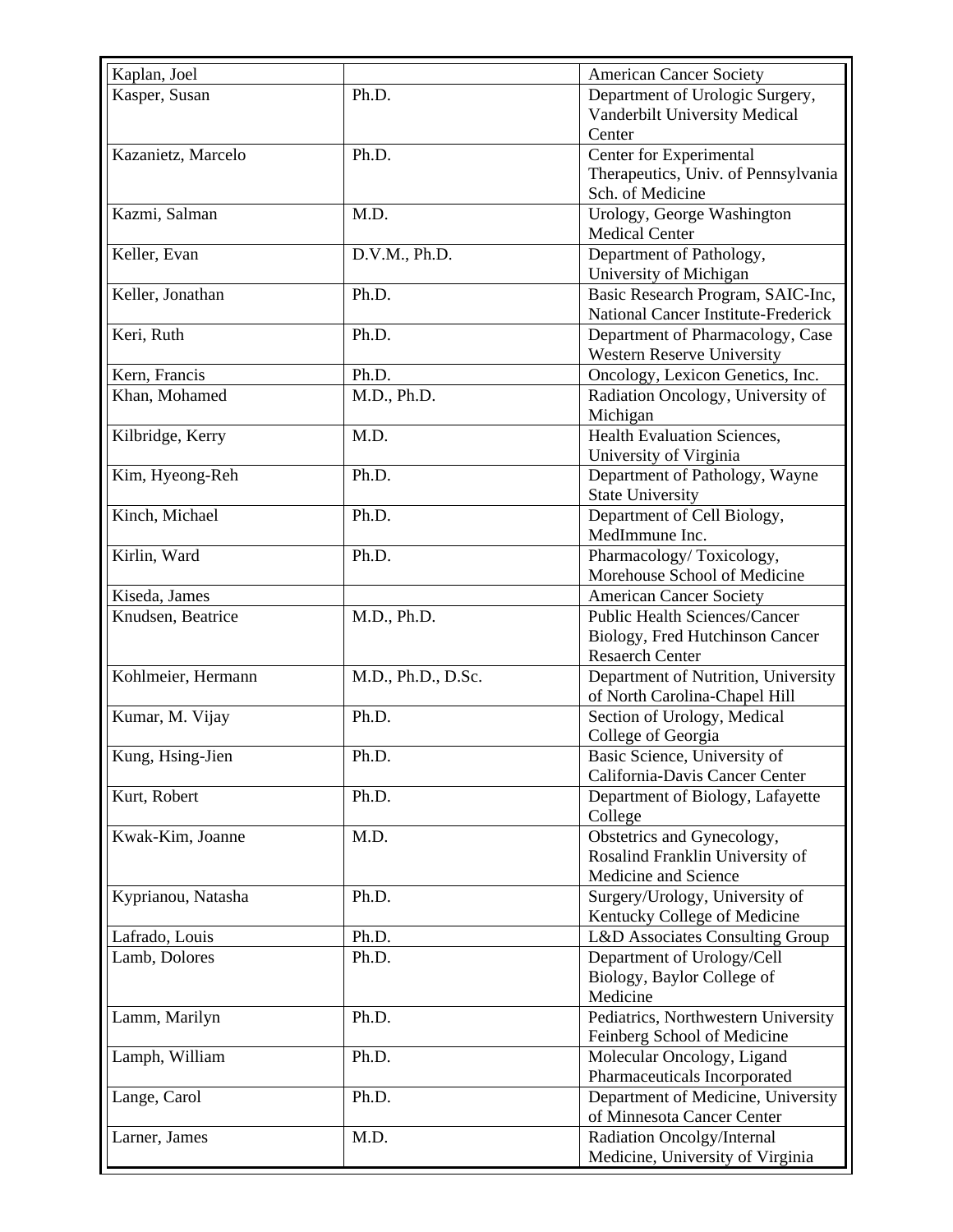| | | |
|---|---|---|
| Kaplan, Joel | | American Cancer Society |
| Kasper, Susan | Ph.D. | Department of Urologic Surgery, Vanderbilt University Medical Center |
| Kazanietz, Marcelo | Ph.D. | Center for Experimental Therapeutics, Univ. of Pennsylvania Sch. of Medicine |
| Kazmi, Salman | M.D. | Urology, George Washington Medical Center |
| Keller, Evan | D.V.M., Ph.D. | Department of Pathology, University of Michigan |
| Keller, Jonathan | Ph.D. | Basic Research Program, SAIC-Inc, National Cancer Institute-Frederick |
| Keri, Ruth | Ph.D. | Department of Pharmacology, Case Western Reserve University |
| Kern, Francis | Ph.D. | Oncology, Lexicon Genetics, Inc. |
| Khan, Mohamed | M.D., Ph.D. | Radiation Oncology, University of Michigan |
| Kilbridge, Kerry | M.D. | Health Evaluation Sciences, University of Virginia |
| Kim, Hyeong-Reh | Ph.D. | Department of Pathology, Wayne State University |
| Kinch, Michael | Ph.D. | Department of Cell Biology, MedImmune Inc. |
| Kirlin, Ward | Ph.D. | Pharmacology/ Toxicology, Morehouse School of Medicine |
| Kiseda, James | | American Cancer Society |
| Knudsen, Beatrice | M.D., Ph.D. | Public Health Sciences/Cancer Biology, Fred Hutchinson Cancer Resaerch Center |
| Kohlmeier, Hermann | M.D., Ph.D., D.Sc. | Department of Nutrition, University of North Carolina-Chapel Hill |
| Kumar, M. Vijay | Ph.D. | Section of Urology, Medical College of Georgia |
| Kung, Hsing-Jien | Ph.D. | Basic Science, University of California-Davis Cancer Center |
| Kurt, Robert | Ph.D. | Department of Biology, Lafayette College |
| Kwak-Kim, Joanne | M.D. | Obstetrics and Gynecology, Rosalind Franklin University of Medicine and Science |
| Kyprianou, Natasha | Ph.D. | Surgery/Urology, University of Kentucky College of Medicine |
| Lafrado, Louis | Ph.D. | L&D Associates Consulting Group |
| Lamb, Dolores | Ph.D. | Department of Urology/Cell Biology, Baylor College of Medicine |
| Lamm, Marilyn | Ph.D. | Pediatrics, Northwestern University Feinberg School of Medicine |
| Lamph, William | Ph.D. | Molecular Oncology, Ligand Pharmaceuticals Incorporated |
| Lange, Carol | Ph.D. | Department of Medicine, University of Minnesota Cancer Center |
| Larner, James | M.D. | Radiation Oncolgy/Internal Medicine, University of Virginia |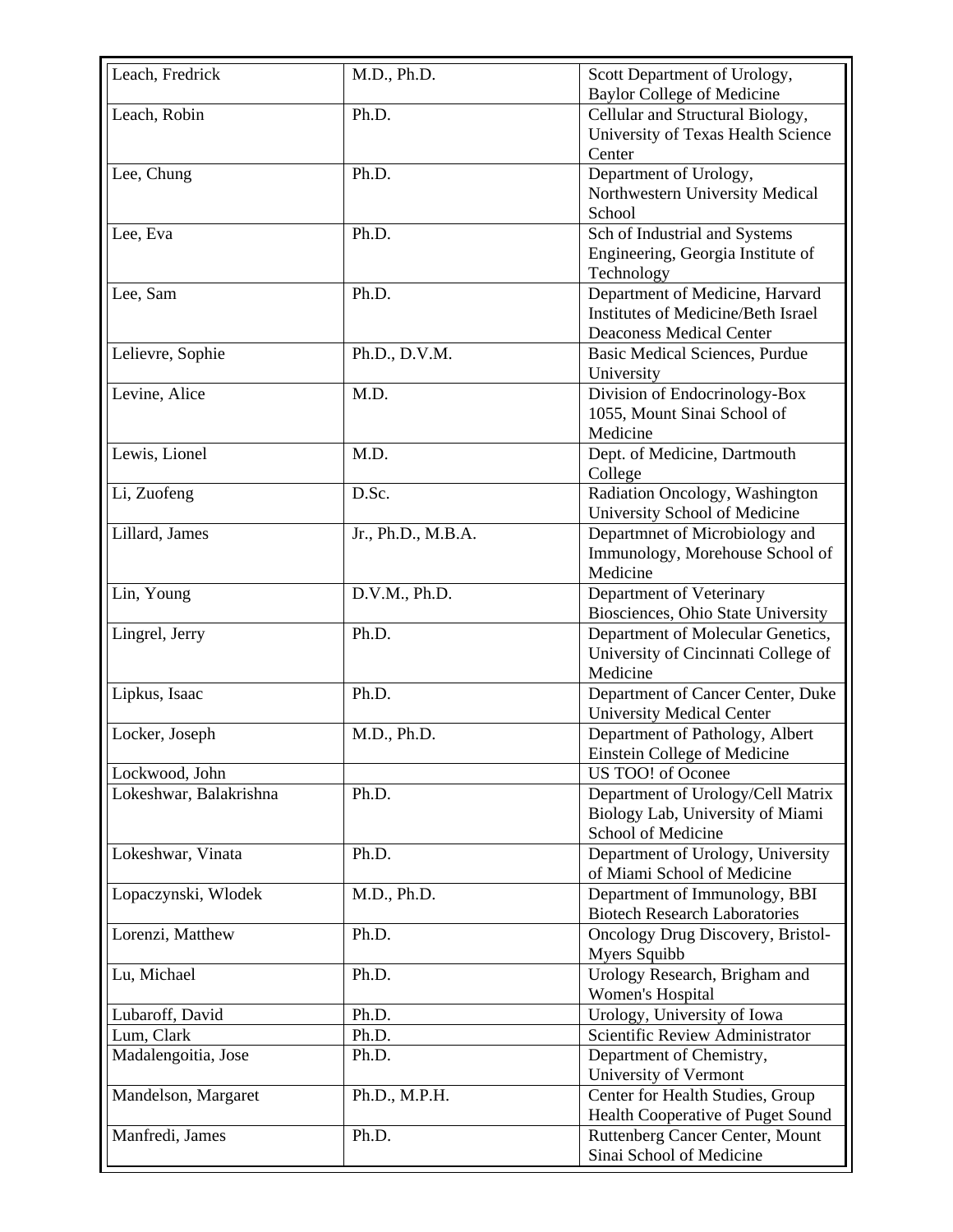| Leach, Fredrick | M.D., Ph.D. | Scott Department of Urology, Baylor College of Medicine |
|---|---|---|
| Leach, Robin | Ph.D. | Cellular and Structural Biology, University of Texas Health Science Center |
| Lee, Chung | Ph.D. | Department of Urology, Northwestern University Medical School |
| Lee, Eva | Ph.D. | Sch of Industrial and Systems Engineering, Georgia Institute of Technology |
| Lee, Sam | Ph.D. | Department of Medicine, Harvard Institutes of Medicine/Beth Israel Deaconess Medical Center |
| Lelievre, Sophie | Ph.D., D.V.M. | Basic Medical Sciences, Purdue University |
| Levine, Alice | M.D. | Division of Endocrinology-Box 1055, Mount Sinai School of Medicine |
| Lewis, Lionel | M.D. | Dept. of Medicine, Dartmouth College |
| Li, Zuofeng | D.Sc. | Radiation Oncology, Washington University School of Medicine |
| Lillard, James | Jr., Ph.D., M.B.A. | Departmnet of Microbiology and Immunology, Morehouse School of Medicine |
| Lin, Young | D.V.M., Ph.D. | Department of Veterinary Biosciences, Ohio State University |
| Lingrel, Jerry | Ph.D. | Department of Molecular Genetics, University of Cincinnati College of Medicine |
| Lipkus, Isaac | Ph.D. | Department of Cancer Center, Duke University Medical Center |
| Locker, Joseph | M.D., Ph.D. | Department of Pathology, Albert Einstein College of Medicine |
| Lockwood, John | | US TOO! of Oconee |
| Lokeshwar, Balakrishna | Ph.D. | Department of Urology/Cell Matrix Biology Lab, University of Miami School of Medicine |
| Lokeshwar, Vinata | Ph.D. | Department of Urology, University of Miami School of Medicine |
| Lopaczynski, Wlodek | M.D., Ph.D. | Department of Immunology, BBI Biotech Research Laboratories |
| Lorenzi, Matthew | Ph.D. | Oncology Drug Discovery, Bristol-Myers Squibb |
| Lu, Michael | Ph.D. | Urology Research, Brigham and Women's Hospital |
| Lubaroff, David | Ph.D. | Urology, University of Iowa |
| Lum, Clark | Ph.D. | Scientific Review Administrator |
| Madalengoitia, Jose | Ph.D. | Department of Chemistry, University of Vermont |
| Mandelson, Margaret | Ph.D., M.P.H. | Center for Health Studies, Group Health Cooperative of Puget Sound |
| Manfredi, James | Ph.D. | Ruttenberg Cancer Center, Mount Sinai School of Medicine |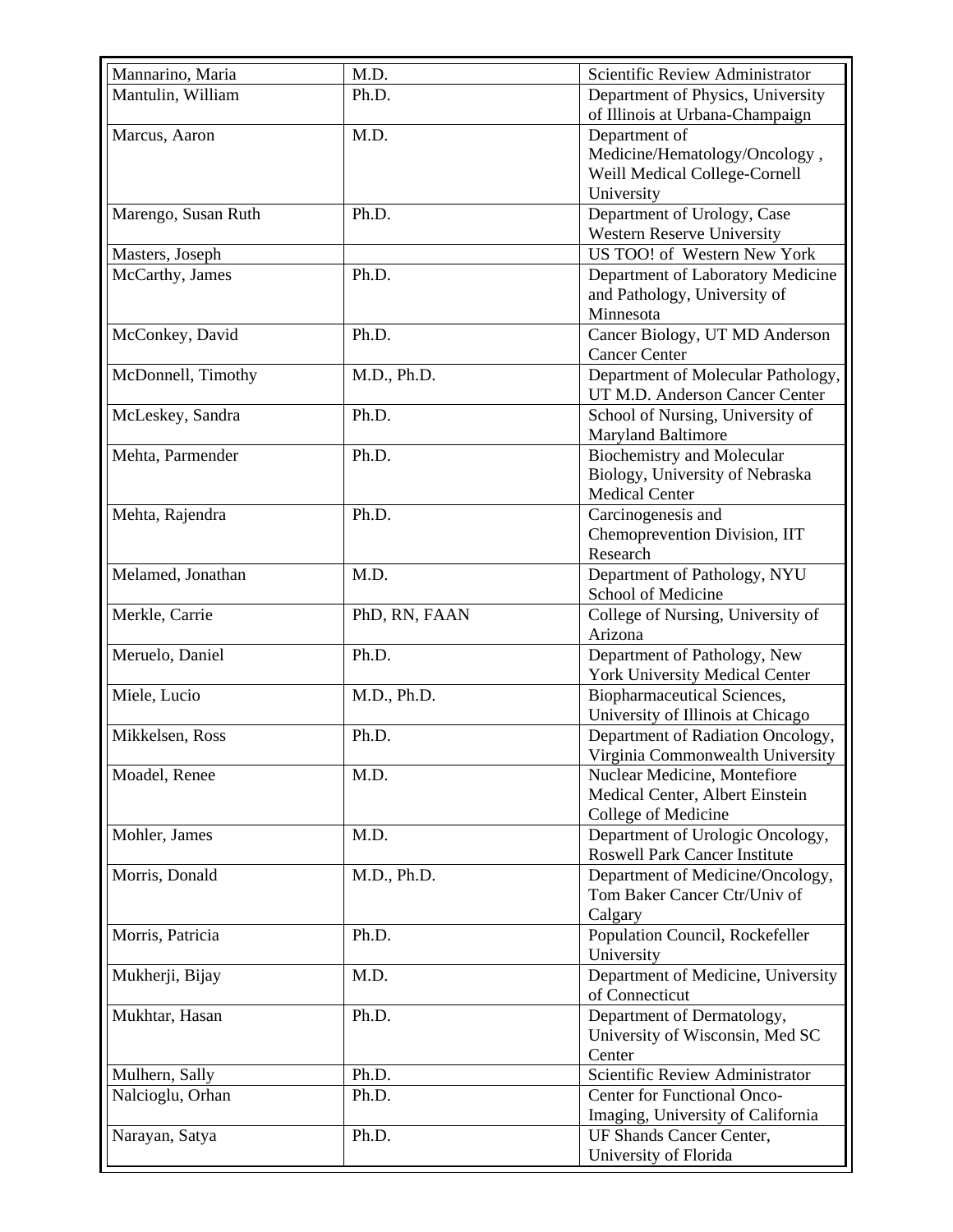| Mannarino, Maria | M.D. | Scientific Review Administrator |
|---|---|---|
| Mantulin, William | Ph.D. | Department of Physics, University of Illinois at Urbana-Champaign |
| Marcus, Aaron | M.D. | Department of Medicine/Hematology/Oncology , Weill Medical College-Cornell University |
| Marengo, Susan Ruth | Ph.D. | Department of Urology, Case Western Reserve University |
| Masters, Joseph | | US TOO! of Western New York |
| McCarthy, James | Ph.D. | Department of Laboratory Medicine and Pathology, University of Minnesota |
| McConkey, David | Ph.D. | Cancer Biology, UT MD Anderson Cancer Center |
| McDonnell, Timothy | M.D., Ph.D. | Department of Molecular Pathology, UT M.D. Anderson Cancer Center |
| McLeskey, Sandra | Ph.D. | School of Nursing, University of Maryland Baltimore |
| Mehta, Parmender | Ph.D. | Biochemistry and Molecular Biology, University of Nebraska Medical Center |
| Mehta, Rajendra | Ph.D. | Carcinogenesis and Chemoprevention Division, IIT Research |
| Melamed, Jonathan | M.D. | Department of Pathology, NYU School of Medicine |
| Merkle, Carrie | PhD, RN, FAAN | College of Nursing, University of Arizona |
| Meruelo, Daniel | Ph.D. | Department of Pathology, New York University Medical Center |
| Miele, Lucio | M.D., Ph.D. | Biopharmaceutical Sciences, University of Illinois at Chicago |
| Mikkelsen, Ross | Ph.D. | Department of Radiation Oncology, Virginia Commonwealth University |
| Moadel, Renee | M.D. | Nuclear Medicine, Montefiore Medical Center, Albert Einstein College of Medicine |
| Mohler, James | M.D. | Department of Urologic Oncology, Roswell Park Cancer Institute |
| Morris, Donald | M.D., Ph.D. | Department of Medicine/Oncology, Tom Baker Cancer Ctr/Univ of Calgary |
| Morris, Patricia | Ph.D. | Population Council, Rockefeller University |
| Mukherji, Bijay | M.D. | Department of Medicine, University of Connecticut |
| Mukhtar, Hasan | Ph.D. | Department of Dermatology, University of Wisconsin, Med SC Center |
| Mulhern, Sally | Ph.D. | Scientific Review Administrator |
| Nalcioglu, Orhan | Ph.D. | Center for Functional Onco-Imaging, University of California |
| Narayan, Satya | Ph.D. | UF Shands Cancer Center, University of Florida |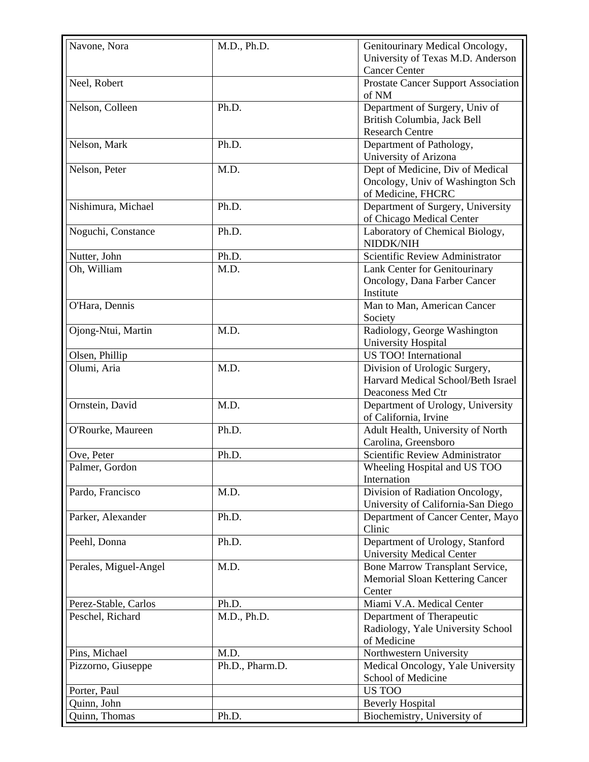| Navone, Nora | M.D., Ph.D. | Genitourinary Medical Oncology, University of Texas M.D. Anderson Cancer Center |
|---|---|---|
| Neel, Robert | | Prostate Cancer Support Association of NM |
| Nelson, Colleen | Ph.D. | Department of Surgery, Univ of British Columbia, Jack Bell Research Centre |
| Nelson, Mark | Ph.D. | Department of Pathology, University of Arizona |
| Nelson, Peter | M.D. | Dept of Medicine, Div of Medical Oncology, Univ of Washington Sch of Medicine, FHCRC |
| Nishimura, Michael | Ph.D. | Department of Surgery, University of Chicago Medical Center |
| Noguchi, Constance | Ph.D. | Laboratory of Chemical Biology, NIDDK/NIH |
| Nutter, John | Ph.D. | Scientific Review Administrator |
| Oh, William | M.D. | Lank Center for Genitourinary Oncology, Dana Farber Cancer Institute |
| O'Hara, Dennis | | Man to Man, American Cancer Society |
| Ojong-Ntui, Martin | M.D. | Radiology, George Washington University Hospital |
| Olsen, Phillip | | US TOO! International |
| Olumi, Aria | M.D. | Division of Urologic Surgery, Harvard Medical School/Beth Israel Deaconess Med Ctr |
| Ornstein, David | M.D. | Department of Urology, University of California, Irvine |
| O'Rourke, Maureen | Ph.D. | Adult Health, University of North Carolina, Greensboro |
| Ove, Peter | Ph.D. | Scientific Review Administrator |
| Palmer, Gordon | | Wheeling Hospital and US TOO Internation |
| Pardo, Francisco | M.D. | Division of Radiation Oncology, University of California-San Diego |
| Parker, Alexander | Ph.D. | Department of Cancer Center, Mayo Clinic |
| Peehl, Donna | Ph.D. | Department of Urology, Stanford University Medical Center |
| Perales, Miguel-Angel | M.D. | Bone Marrow Transplant Service, Memorial Sloan Kettering Cancer Center |
| Perez-Stable, Carlos | Ph.D. | Miami V.A. Medical Center |
| Peschel, Richard | M.D., Ph.D. | Department of Therapeutic Radiology, Yale University School of Medicine |
| Pins, Michael | M.D. | Northwestern University |
| Pizzorno, Giuseppe | Ph.D., Pharm.D. | Medical Oncology, Yale University School of Medicine |
| Porter, Paul | | US TOO |
| Quinn, John | | Beverly Hospital |
| Quinn, Thomas | Ph.D. | Biochemistry, University of |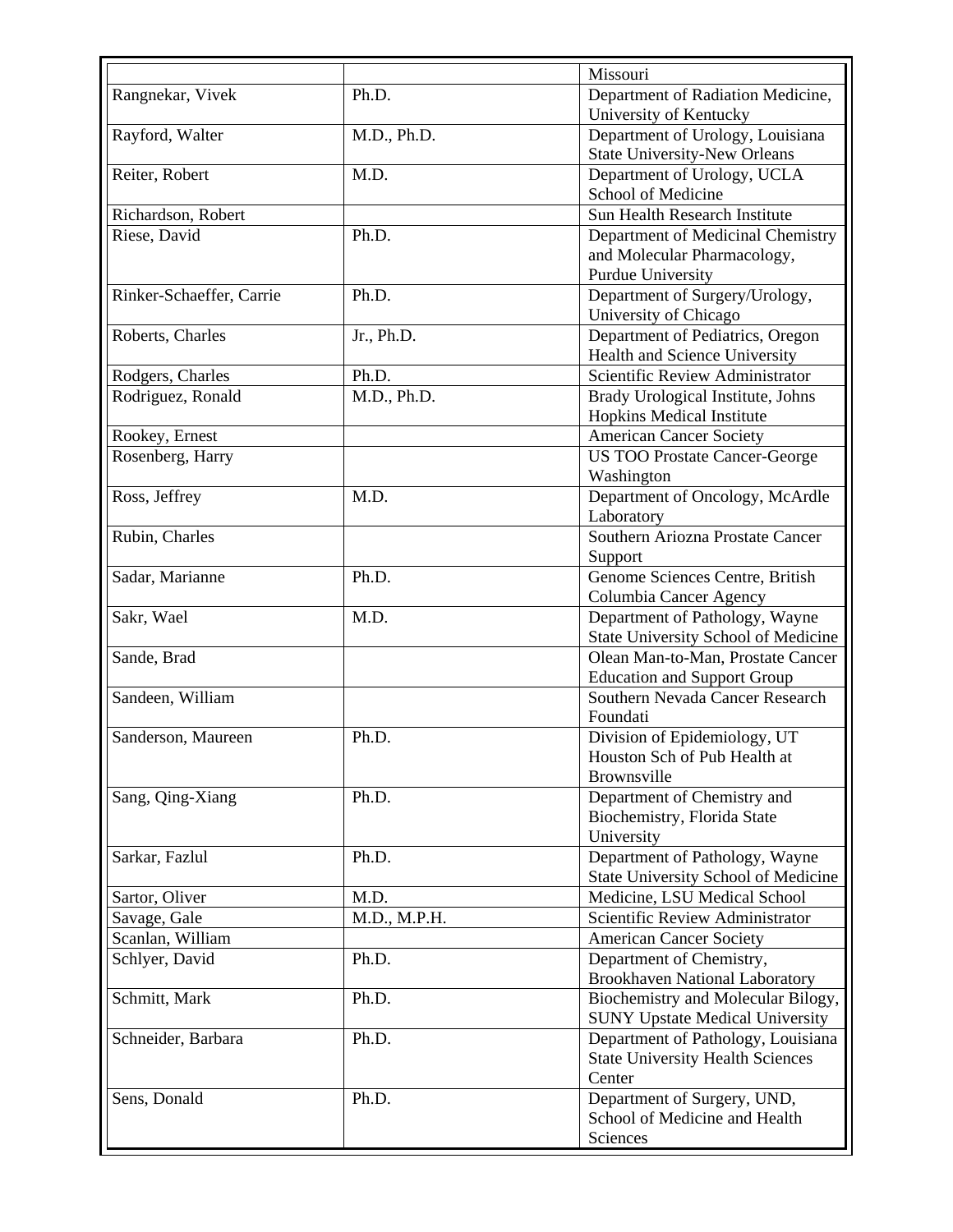| | | |
|---|---|---|
| | | Missouri |
| Rangnekar, Vivek | Ph.D. | Department of Radiation Medicine, University of Kentucky |
| Rayford, Walter | M.D., Ph.D. | Department of Urology, Louisiana State University-New Orleans |
| Reiter, Robert | M.D. | Department of Urology, UCLA School of Medicine |
| Richardson, Robert | | Sun Health Research Institute |
| Riese, David | Ph.D. | Department of Medicinal Chemistry and Molecular Pharmacology, Purdue University |
| Rinker-Schaeffer, Carrie | Ph.D. | Department of Surgery/Urology, University of Chicago |
| Roberts, Charles | Jr., Ph.D. | Department of Pediatrics, Oregon Health and Science University |
| Rodgers, Charles | Ph.D. | Scientific Review Administrator |
| Rodriguez, Ronald | M.D., Ph.D. | Brady Urological Institute, Johns Hopkins Medical Institute |
| Rookey, Ernest | | American Cancer Society |
| Rosenberg, Harry | | US TOO Prostate Cancer-George Washington |
| Ross, Jeffrey | M.D. | Department of Oncology, McArdle Laboratory |
| Rubin, Charles | | Southern Ariozna Prostate Cancer Support |
| Sadar, Marianne | Ph.D. | Genome Sciences Centre, British Columbia Cancer Agency |
| Sakr, Wael | M.D. | Department of Pathology, Wayne State University School of Medicine |
| Sande, Brad | | Olean Man-to-Man, Prostate Cancer Education and Support Group |
| Sandeen, William | | Southern Nevada Cancer Research Foundati |
| Sanderson, Maureen | Ph.D. | Division of Epidemiology, UT Houston Sch of Pub Health at Brownsville |
| Sang, Qing-Xiang | Ph.D. | Department of Chemistry and Biochemistry, Florida State University |
| Sarkar, Fazlul | Ph.D. | Department of Pathology, Wayne State University School of Medicine |
| Sartor, Oliver | M.D. | Medicine, LSU Medical School |
| Savage, Gale | M.D., M.P.H. | Scientific Review Administrator |
| Scanlan, William | | American Cancer Society |
| Schlyer, David | Ph.D. | Department of Chemistry, Brookhaven National Laboratory |
| Schmitt, Mark | Ph.D. | Biochemistry and Molecular Bilogy, SUNY Upstate Medical University |
| Schneider, Barbara | Ph.D. | Department of Pathology, Louisiana State University Health Sciences Center |
| Sens, Donald | Ph.D. | Department of Surgery, UND, School of Medicine and Health Sciences |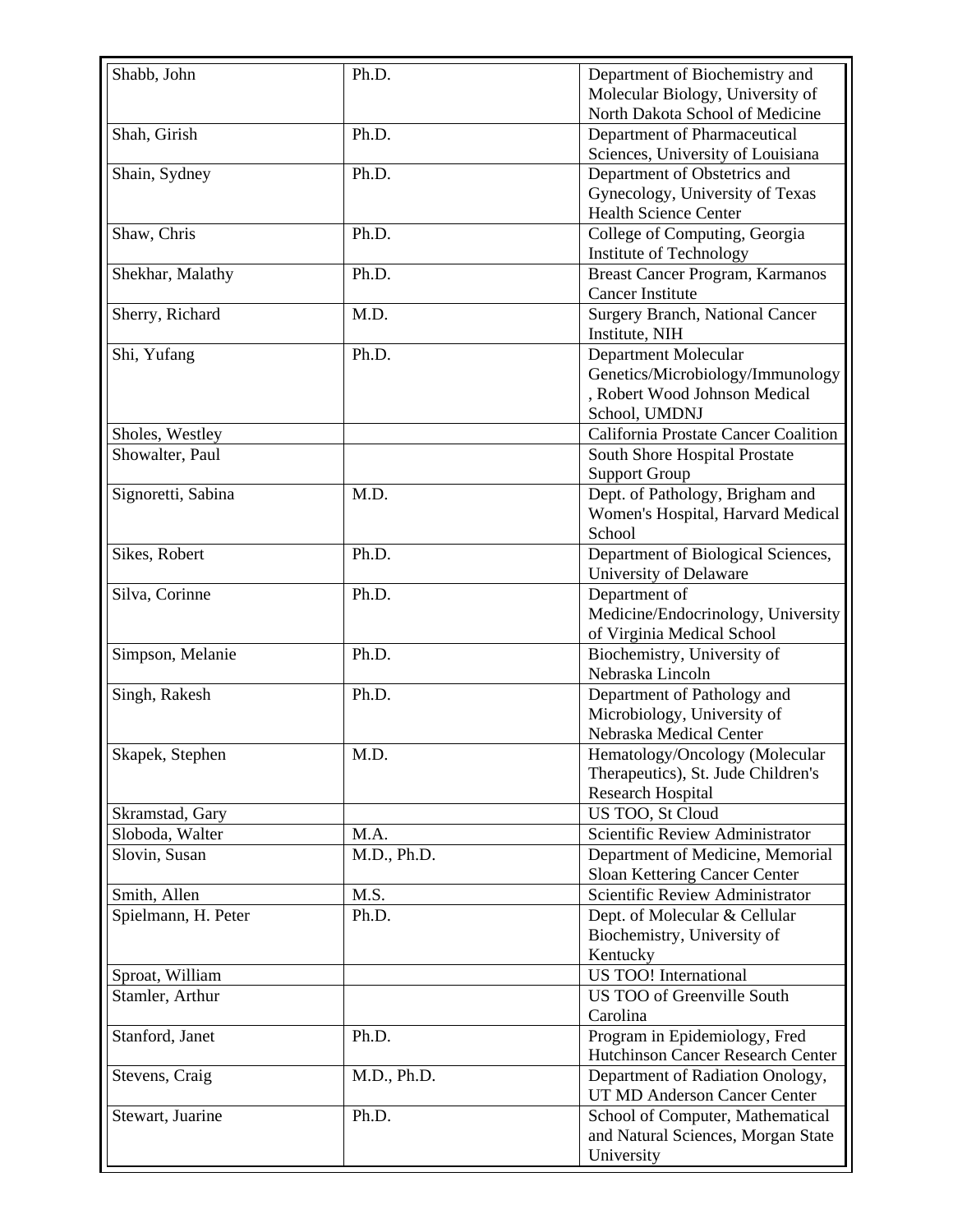| Shabb, John | Ph.D. | Department of Biochemistry and Molecular Biology, University of North Dakota School of Medicine |
|---|---|---|
| Shah, Girish | Ph.D. | Department of Pharmaceutical Sciences, University of Louisiana |
| Shain, Sydney | Ph.D. | Department of Obstetrics and Gynecology, University of Texas Health Science Center |
| Shaw, Chris | Ph.D. | College of Computing, Georgia Institute of Technology |
| Shekhar, Malathy | Ph.D. | Breast Cancer Program, Karmanos Cancer Institute |
| Sherry, Richard | M.D. | Surgery Branch, National Cancer Institute, NIH |
| Shi, Yufang | Ph.D. | Department Molecular Genetics/Microbiology/Immunology, Robert Wood Johnson Medical School, UMDNJ |
| Sholes, Westley | | California Prostate Cancer Coalition |
| Showalter, Paul | | South Shore Hospital Prostate Support Group |
| Signoretti, Sabina | M.D. | Dept. of Pathology, Brigham and Women's Hospital, Harvard Medical School |
| Sikes, Robert | Ph.D. | Department of Biological Sciences, University of Delaware |
| Silva, Corinne | Ph.D. | Department of Medicine/Endocrinology, University of Virginia Medical School |
| Simpson, Melanie | Ph.D. | Biochemistry, University of Nebraska Lincoln |
| Singh, Rakesh | Ph.D. | Department of Pathology and Microbiology, University of Nebraska Medical Center |
| Skapek, Stephen | M.D. | Hematology/Oncology (Molecular Therapeutics), St. Jude Children's Research Hospital |
| Skramstad, Gary | | US TOO, St Cloud |
| Sloboda, Walter | M.A. | Scientific Review Administrator |
| Slovin, Susan | M.D., Ph.D. | Department of Medicine, Memorial Sloan Kettering Cancer Center |
| Smith, Allen | M.S. | Scientific Review Administrator |
| Spielmann, H. Peter | Ph.D. | Dept. of Molecular & Cellular Biochemistry, University of Kentucky |
| Sproat, William | | US TOO! International |
| Stamler, Arthur | | US TOO of Greenville South Carolina |
| Stanford, Janet | Ph.D. | Program in Epidemiology, Fred Hutchinson Cancer Research Center |
| Stevens, Craig | M.D., Ph.D. | Department of Radiation Onology, UT MD Anderson Cancer Center |
| Stewart, Juarine | Ph.D. | School of Computer, Mathematical and Natural Sciences, Morgan State University |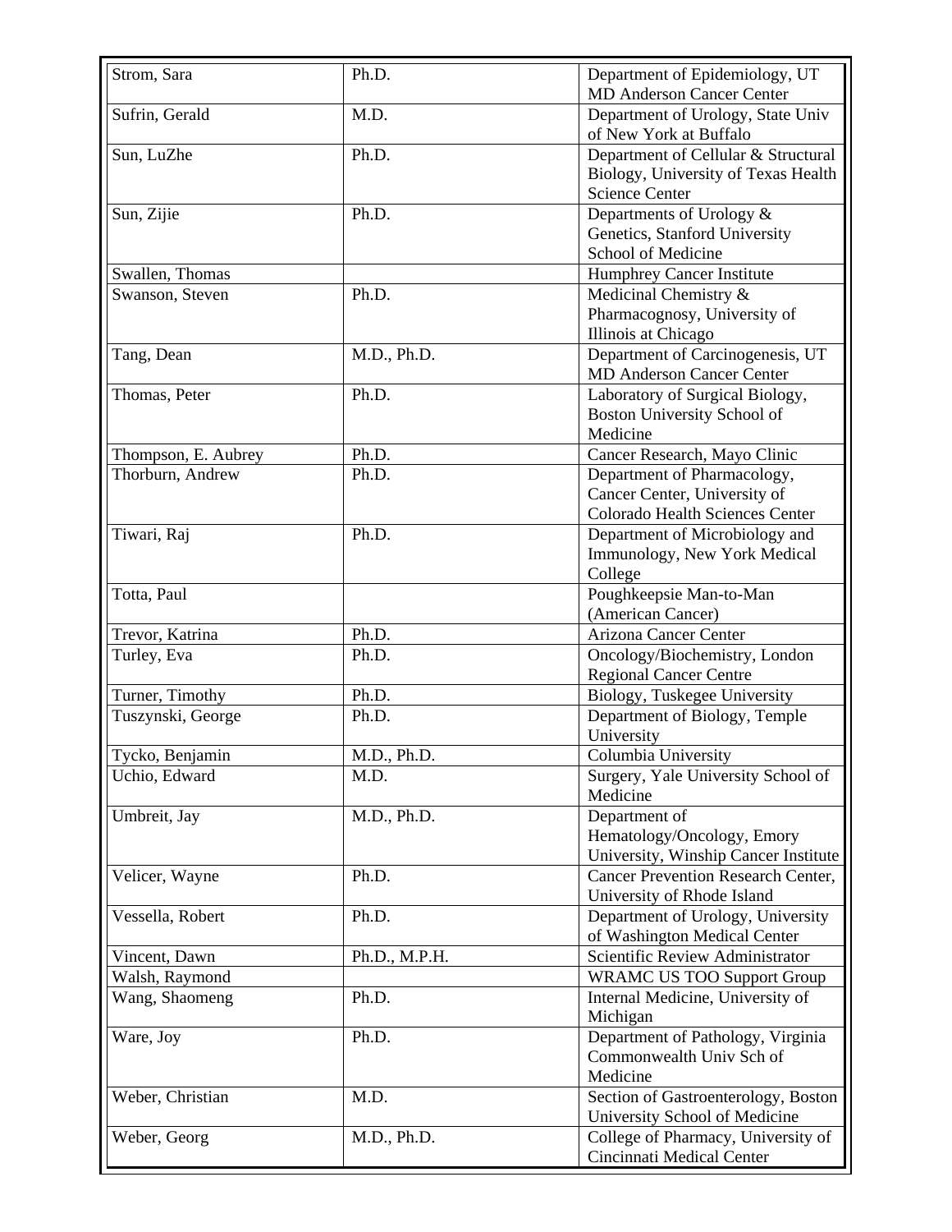| | | |
|---|---|---|
| Strom, Sara | Ph.D. | Department of Epidemiology, UT MD Anderson Cancer Center |
| Sufrin, Gerald | M.D. | Department of Urology, State Univ of New York at Buffalo |
| Sun, LuZhe | Ph.D. | Department of Cellular & Structural Biology, University of Texas Health Science Center |
| Sun, Zijie | Ph.D. | Departments of Urology & Genetics, Stanford University School of Medicine |
| Swallen, Thomas | | Humphrey Cancer Institute |
| Swanson, Steven | Ph.D. | Medicinal Chemistry & Pharmacognosy, University of Illinois at Chicago |
| Tang, Dean | M.D., Ph.D. | Department of Carcinogenesis, UT MD Anderson Cancer Center |
| Thomas, Peter | Ph.D. | Laboratory of Surgical Biology, Boston University School of Medicine |
| Thompson, E. Aubrey | Ph.D. | Cancer Research, Mayo Clinic |
| Thorburn, Andrew | Ph.D. | Department of Pharmacology, Cancer Center, University of Colorado Health Sciences Center |
| Tiwari, Raj | Ph.D. | Department of Microbiology and Immunology, New York Medical College |
| Totta, Paul | | Poughkeepsie Man-to-Man (American Cancer) |
| Trevor, Katrina | Ph.D. | Arizona Cancer Center |
| Turley, Eva | Ph.D. | Oncology/Biochemistry, London Regional Cancer Centre |
| Turner, Timothy | Ph.D. | Biology, Tuskegee University |
| Tuszynski, George | Ph.D. | Department of Biology, Temple University |
| Tycko, Benjamin | M.D., Ph.D. | Columbia University |
| Uchio, Edward | M.D. | Surgery, Yale University School of Medicine |
| Umbreit, Jay | M.D., Ph.D. | Department of Hematology/Oncology, Emory University, Winship Cancer Institute |
| Velicer, Wayne | Ph.D. | Cancer Prevention Research Center, University of Rhode Island |
| Vessella, Robert | Ph.D. | Department of Urology, University of Washington Medical Center |
| Vincent, Dawn | Ph.D., M.P.H. | Scientific Review Administrator |
| Walsh, Raymond | | WRAMC US TOO Support Group |
| Wang, Shaomeng | Ph.D. | Internal Medicine, University of Michigan |
| Ware, Joy | Ph.D. | Department of Pathology, Virginia Commonwealth Univ Sch of Medicine |
| Weber, Christian | M.D. | Section of Gastroenterology, Boston University School of Medicine |
| Weber, Georg | M.D., Ph.D. | College of Pharmacy, University of Cincinnati Medical Center |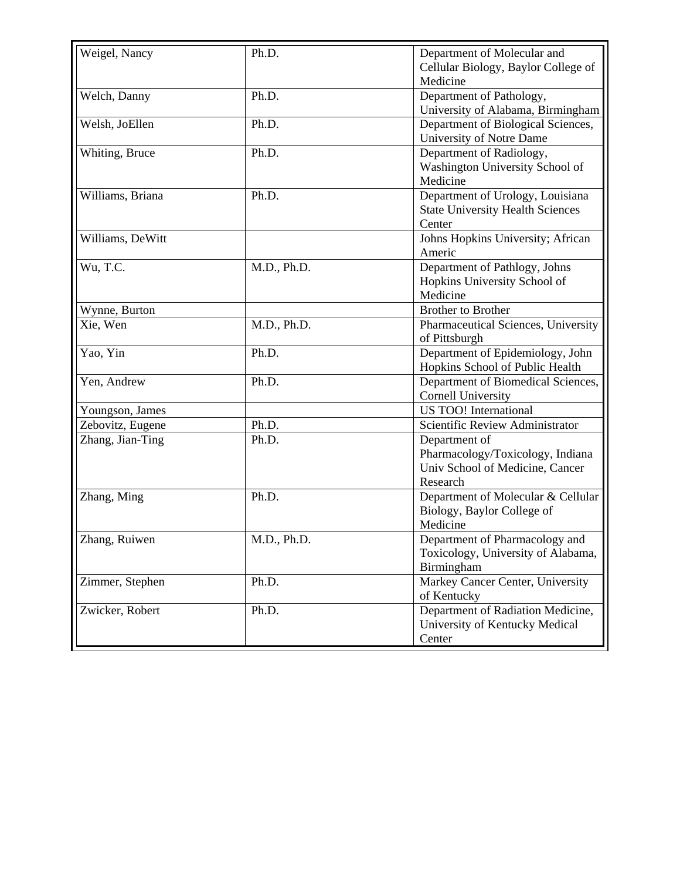| | | |
|---|---|---|
| Weigel, Nancy | Ph.D. | Department of Molecular and Cellular Biology, Baylor College of Medicine |
| Welch, Danny | Ph.D. | Department of Pathology, University of Alabama, Birmingham |
| Welsh, JoEllen | Ph.D. | Department of Biological Sciences, University of Notre Dame |
| Whiting, Bruce | Ph.D. | Department of Radiology, Washington University School of Medicine |
| Williams, Briana | Ph.D. | Department of Urology, Louisiana State University Health Sciences Center |
| Williams, DeWitt | | Johns Hopkins University; African Americ |
| Wu, T.C. | M.D., Ph.D. | Department of Pathlogy, Johns Hopkins University School of Medicine |
| Wynne, Burton | | Brother to Brother |
| Xie, Wen | M.D., Ph.D. | Pharmaceutical Sciences, University of Pittsburgh |
| Yao, Yin | Ph.D. | Department of Epidemiology, John Hopkins School of Public Health |
| Yen, Andrew | Ph.D. | Department of Biomedical Sciences, Cornell University |
| Youngson, James | | US TOO! International |
| Zebovitz, Eugene | Ph.D. | Scientific Review Administrator |
| Zhang, Jian-Ting | Ph.D. | Department of Pharmacology/Toxicology, Indiana Univ School of Medicine, Cancer Research |
| Zhang, Ming | Ph.D. | Department of Molecular & Cellular Biology, Baylor College of Medicine |
| Zhang, Ruiwen | M.D., Ph.D. | Department of Pharmacology and Toxicology, University of Alabama, Birmingham |
| Zimmer, Stephen | Ph.D. | Markey Cancer Center, University of Kentucky |
| Zwicker, Robert | Ph.D. | Department of Radiation Medicine, University of Kentucky Medical Center |